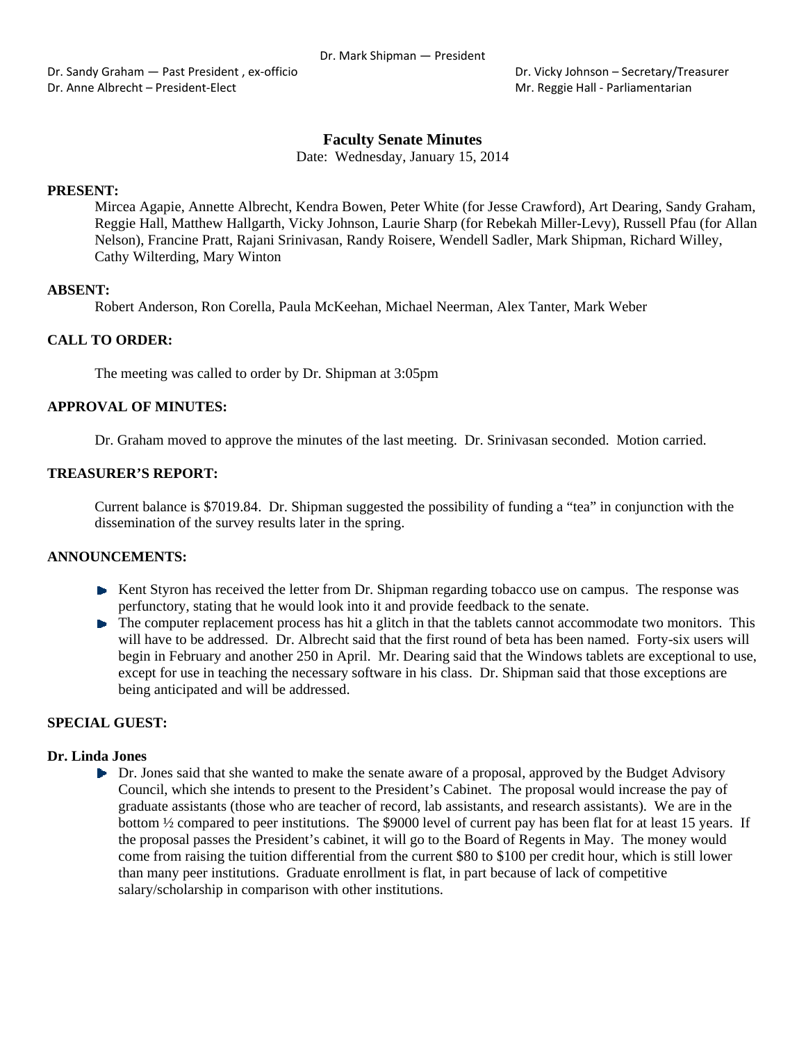Dr. Mark Shipman — President

Dr. Sandy Graham — Past President , ex-officio

Dr. Anne Albrecht – President-Elect

Dr. Vicky Johnson – Secretary/Treasurer

Mr. Reggie Hall - Parliamentarian

# Faculty Senate Minutes

Date: Wednesday, January 15, 2014

**PRESENT:**

Mircea Agapie, Annette Albrecht, Kendra Bowen, Peter White (for Jesse Crawford), Art Dearing, Sandy Graham, Reggie Hall, Matthew Hallgarth, Vicky Johnson, Laurie Sharp (for Rebekah Miller-Levy), Russell Pfau (for Allan Nelson), Francine Pratt, Rajani Srinivasan, Randy Roisere, Wendell Sadler, Mark Shipman, Richard Willey, Cathy Wilterding, Mary Winton

**ABSENT:**

Robert Anderson, Ron Corella, Paula McKeehan, Michael Neerman, Alex Tanter, Mark Weber

**CALL TO ORDER:**

The meeting was called to order by Dr. Shipman at 3:05pm

**APPROVAL OF MINUTES:**

Dr. Graham moved to approve the minutes of the last meeting. Dr. Srinivasan seconded. Motion carried.

**TREASURER'S REPORT:**

Current balance is $7019.84. Dr. Shipman suggested the possibility of funding a "tea" in conjunction with the dissemination of the survey results later in the spring.

**ANNOUNCEMENTS:**

- Kent Styron has received the letter from Dr. Shipman regarding tobacco use on campus. The response was perfunctory, stating that he would look into it and provide feedback to the senate.
- The computer replacement process has hit a glitch in that the tablets cannot accommodate two monitors. This will have to be addressed. Dr. Albrecht said that the first round of beta has been named. Forty-six users will begin in February and another 250 in April. Mr. Dearing said that the Windows tablets are exceptional to use, except for use in teaching the necessary software in his class. Dr. Shipman said that those exceptions are being anticipated and will be addressed.

**SPECIAL GUEST:**

**Dr. Linda Jones**

- Dr. Jones said that she wanted to make the senate aware of a proposal, approved by the Budget Advisory Council, which she intends to present to the President's Cabinet. The proposal would increase the pay of graduate assistants (those who are teacher of record, lab assistants, and research assistants). We are in the bottom ½ compared to peer institutions. The $9000 level of current pay has been flat for at least 15 years. If the proposal passes the President's cabinet, it will go to the Board of Regents in May. The money would come from raising the tuition differential from the current $80 to $100 per credit hour, which is still lower than many peer institutions. Graduate enrollment is flat, in part because of lack of competitive salary/scholarship in comparison with other institutions.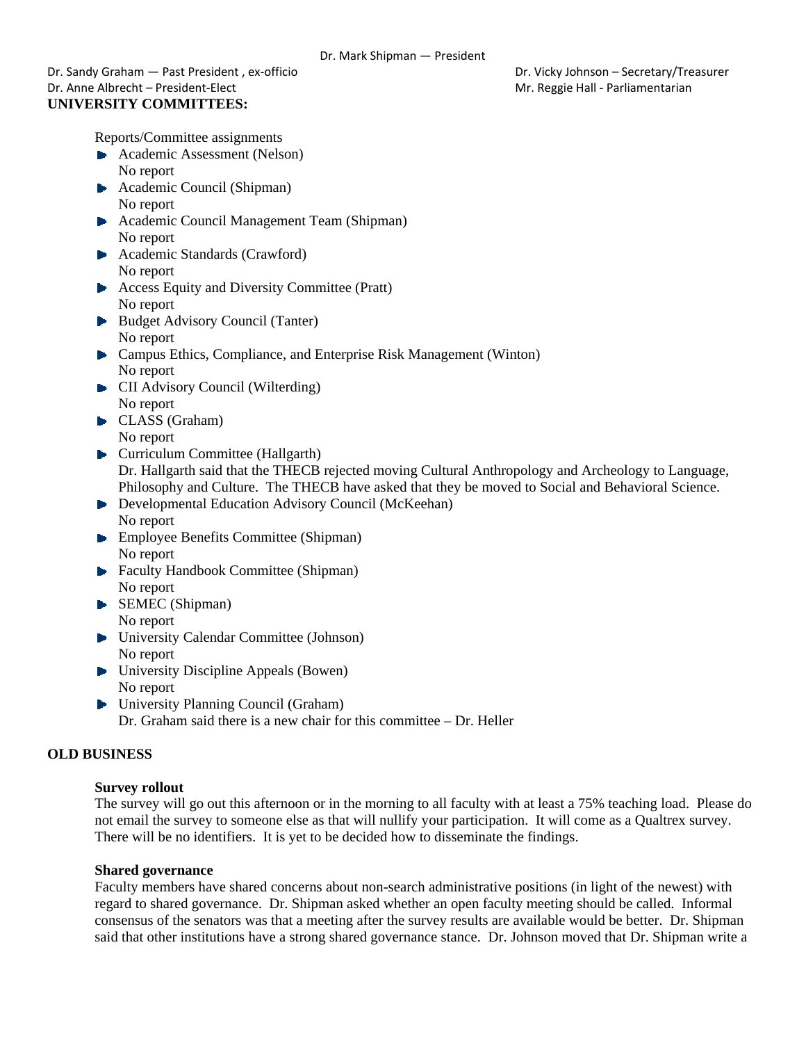Dr. Mark Shipman — President

Dr. Sandy Graham — Past President , ex-officio
Dr. Anne Albrecht – President-Elect

Dr. Vicky Johnson – Secretary/Treasurer
Mr. Reggie Hall - Parliamentarian

**UNIVERSITY COMMITTEES:**

Reports/Committee assignments

- Academic Assessment (Nelson)
  No report
- Academic Council (Shipman)
  No report
- Academic Council Management Team (Shipman)
  No report
- Academic Standards (Crawford)
  No report
- Access Equity and Diversity Committee (Pratt)
  No report
- Budget Advisory Council (Tanter)
  No report
- Campus Ethics, Compliance, and Enterprise Risk Management (Winton)
  No report
- CII Advisory Council (Wilterding)
  No report
- CLASS (Graham)
  No report
- Curriculum Committee (Hallgarth)
  Dr. Hallgarth said that the THECB rejected moving Cultural Anthropology and Archeology to Language, Philosophy and Culture. The THECB have asked that they be moved to Social and Behavioral Science.
- Developmental Education Advisory Council (McKeehan)
  No report
- Employee Benefits Committee (Shipman)
  No report
- Faculty Handbook Committee (Shipman)
  No report
- SEMEC (Shipman)
  No report
- University Calendar Committee (Johnson)
  No report
- University Discipline Appeals (Bowen)
  No report
- University Planning Council (Graham)
  Dr. Graham said there is a new chair for this committee – Dr. Heller

**OLD BUSINESS**

**Survey rollout**

The survey will go out this afternoon or in the morning to all faculty with at least a 75% teaching load. Please do not email the survey to someone else as that will nullify your participation. It will come as a Qualtrex survey. There will be no identifiers. It is yet to be decided how to disseminate the findings.

**Shared governance**

Faculty members have shared concerns about non-search administrative positions (in light of the newest) with regard to shared governance. Dr. Shipman asked whether an open faculty meeting should be called. Informal consensus of the senators was that a meeting after the survey results are available would be better. Dr. Shipman said that other institutions have a strong shared governance stance. Dr. Johnson moved that Dr. Shipman write a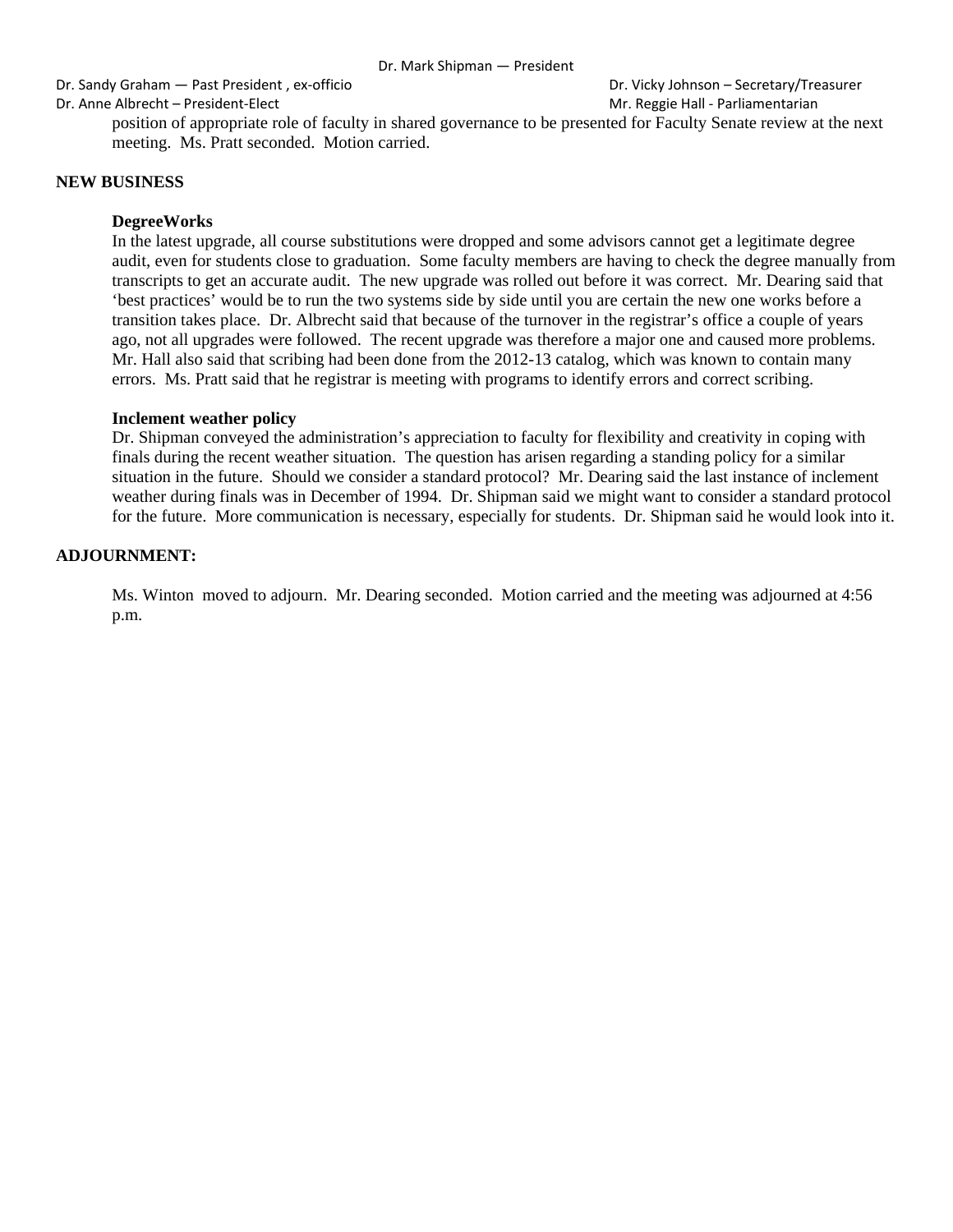position of appropriate role of faculty in shared governance to be presented for Faculty Senate review at the next meeting. Ms. Pratt seconded. Motion carried.

**NEW BUSINESS**

**DegreeWorks**

In the latest upgrade, all course substitutions were dropped and some advisors cannot get a legitimate degree audit, even for students close to graduation. Some faculty members are having to check the degree manually from transcripts to get an accurate audit. The new upgrade was rolled out before it was correct. Mr. Dearing said that 'best practices' would be to run the two systems side by side until you are certain the new one works before a transition takes place. Dr. Albrecht said that because of the turnover in the registrar's office a couple of years ago, not all upgrades were followed. The recent upgrade was therefore a major one and caused more problems. Mr. Hall also said that scribing had been done from the 2012-13 catalog, which was known to contain many errors. Ms. Pratt said that he registrar is meeting with programs to identify errors and correct scribing.

**Inclement weather policy**

Dr. Shipman conveyed the administration's appreciation to faculty for flexibility and creativity in coping with finals during the recent weather situation. The question has arisen regarding a standing policy for a similar situation in the future. Should we consider a standard protocol? Mr. Dearing said the last instance of inclement weather during finals was in December of 1994. Dr. Shipman said we might want to consider a standard protocol for the future. More communication is necessary, especially for students. Dr. Shipman said he would look into it.

**ADJOURNMENT:**

Ms. Winton moved to adjourn. Mr. Dearing seconded. Motion carried and the meeting was adjourned at 4:56 p.m.